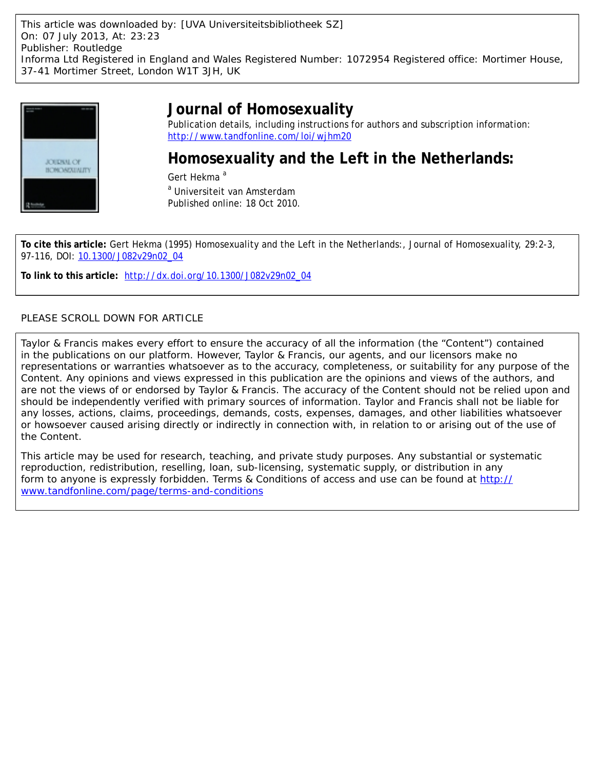This article was downloaded by: [UVA Universiteitsbibliotheek SZ]
On: 07 July 2013, At: 23:23
Publisher: Routledge
Informa Ltd Registered in England and Wales Registered Number: 1072954 Registered office: Mortimer House, 37-41 Mortimer Street, London W1T 3JH, UK

# Journal of Homosexuality

Publication details, including instructions for authors and subscription information:
http://www.tandfonline.com/loi/wjhm20

## Homosexuality and the Left in the Netherlands:

Gert Hekma [a]

[a] Universiteit van Amsterdam
Published online: 18 Oct 2010.

**To cite this article:** Gert Hekma (1995) Homosexuality and the Left in the Netherlands:, Journal of Homosexuality, 29:2-3, 97-116, DOI: 10.1300/J082v29n02_04

**To link to this article:** http://dx.doi.org/10.1300/J082v29n02_04

PLEASE SCROLL DOWN FOR ARTICLE

Taylor & Francis makes every effort to ensure the accuracy of all the information (the "Content") contained in the publications on our platform. However, Taylor & Francis, our agents, and our licensors make no representations or warranties whatsoever as to the accuracy, completeness, or suitability for any purpose of the Content. Any opinions and views expressed in this publication are the opinions and views of the authors, and are not the views of or endorsed by Taylor & Francis. The accuracy of the Content should not be relied upon and should be independently verified with primary sources of information. Taylor and Francis shall not be liable for any losses, actions, claims, proceedings, demands, costs, expenses, damages, and other liabilities whatsoever or howsoever caused arising directly or indirectly in connection with, in relation to or arising out of the use of the Content.

This article may be used for research, teaching, and private study purposes. Any substantial or systematic reproduction, redistribution, reselling, loan, sub-licensing, systematic supply, or distribution in any form to anyone is expressly forbidden. Terms & Conditions of access and use can be found at http://www.tandfonline.com/page/terms-and-conditions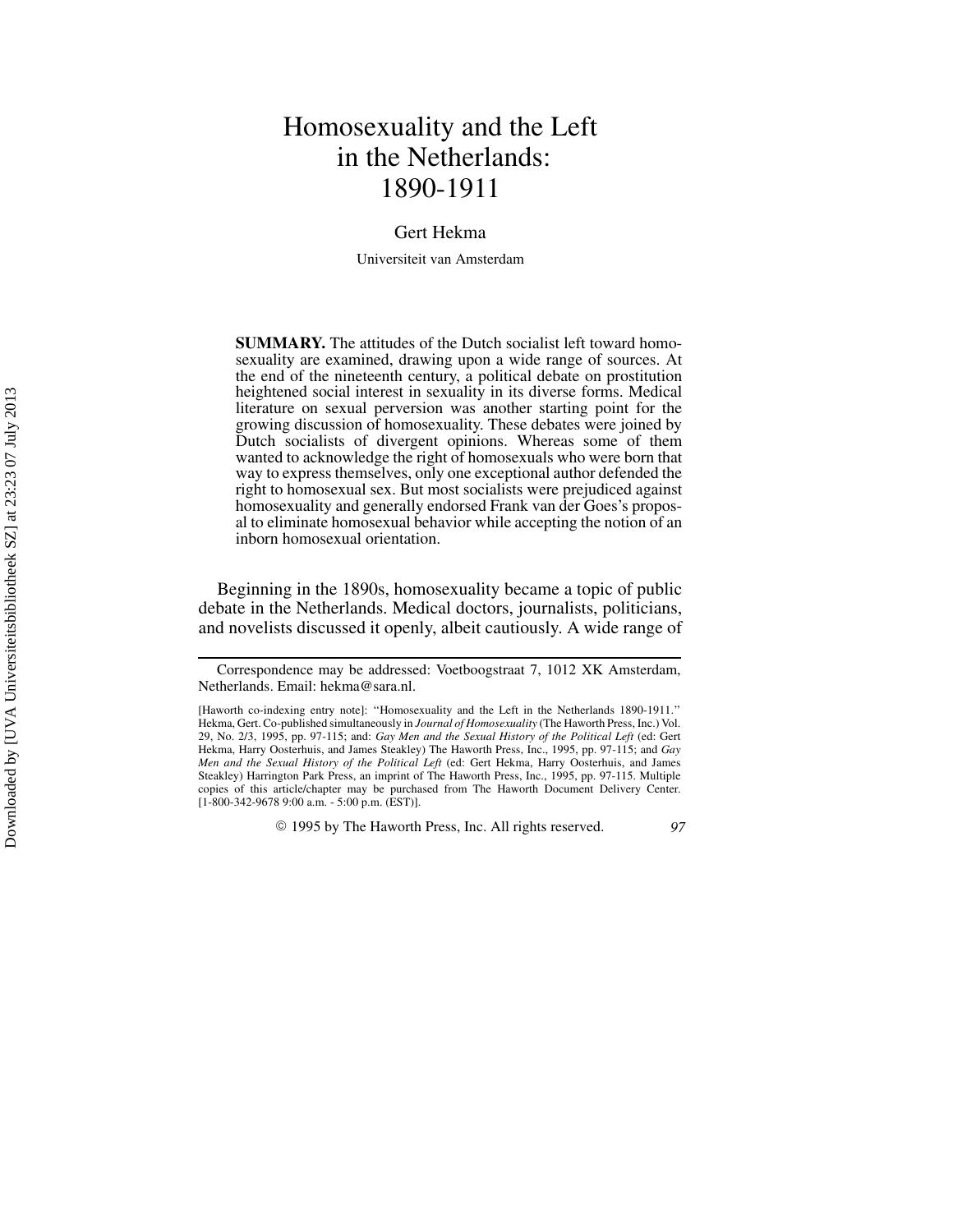# Homosexuality and the Left in the Netherlands: 1890-1911

Gert Hekma

Universiteit van Amsterdam

**SUMMARY.** The attitudes of the Dutch socialist left toward homosexuality are examined, drawing upon a wide range of sources. At the end of the nineteenth century, a political debate on prostitution heightened social interest in sexuality in its diverse forms. Medical literature on sexual perversion was another starting point for the growing discussion of homosexuality. These debates were joined by Dutch socialists of divergent opinions. Whereas some of them wanted to acknowledge the right of homosexuals who were born that way to express themselves, only one exceptional author defended the right to homosexual sex. But most socialists were prejudiced against homosexuality and generally endorsed Frank van der Goes's proposal to eliminate homosexual behavior while accepting the notion of an inborn homosexual orientation.

Beginning in the 1890s, homosexuality became a topic of public debate in the Netherlands. Medical doctors, journalists, politicians, and novelists discussed it openly, albeit cautiously. A wide range of

Correspondence may be addressed: Voetboogstraat 7, 1012 XK Amsterdam, Netherlands. Email: hekma@sara.nl.

[Haworth co-indexing entry note]: "Homosexuality and the Left in the Netherlands 1890-1911." Hekma, Gert. Co-published simultaneously in *Journal of Homosexuality* (The Haworth Press, Inc.) Vol. 29, No. 2/3, 1995, pp. 97-115; and: *Gay Men and the Sexual History of the Political Left* (ed: Gert Hekma, Harry Oosterhuis, and James Steakley) The Haworth Press, Inc., 1995, pp. 97-115; and *Gay Men and the Sexual History of the Political Left* (ed: Gert Hekma, Harry Oosterhuis, and James Steakley) Harrington Park Press, an imprint of The Haworth Press, Inc., 1995, pp. 97-115. Multiple copies of this article/chapter may be purchased from The Haworth Document Delivery Center. [1-800-342-9678 9:00 a.m. - 5:00 p.m. (EST)].

© 1995 by The Haworth Press, Inc. All rights reserved.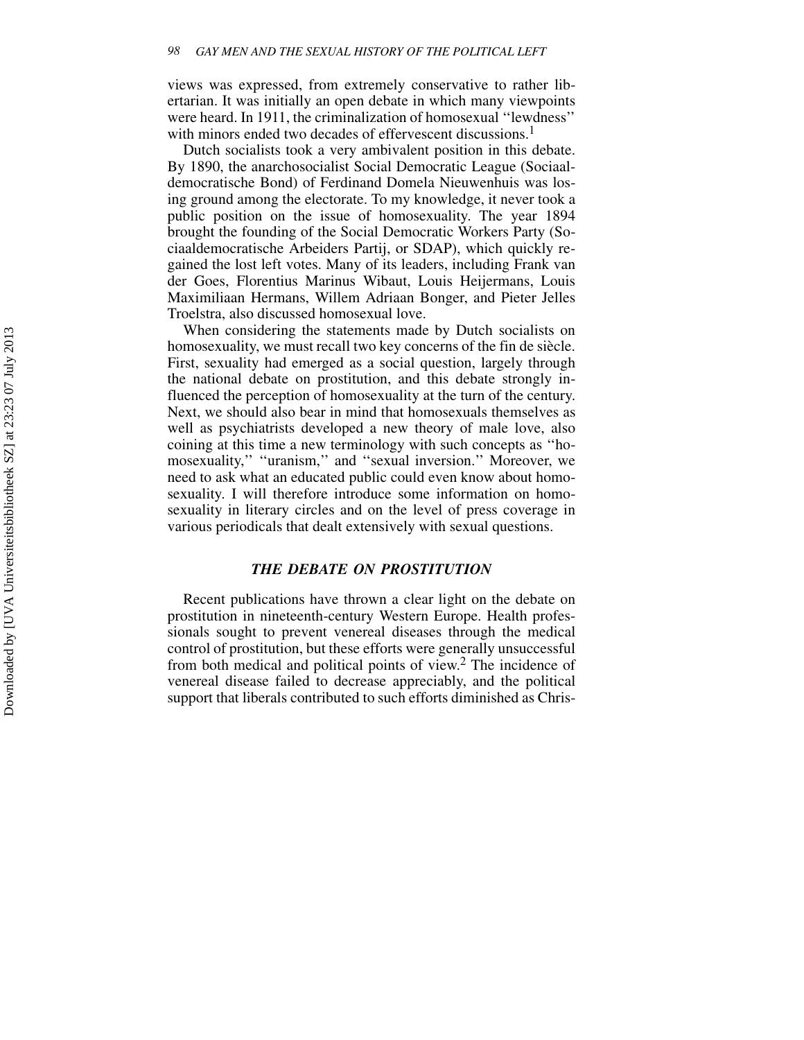views was expressed, from extremely conservative to rather libertarian. It was initially an open debate in which many viewpoints were heard. In 1911, the criminalization of homosexual ''lewdness'' with minors ended two decades of effervescent discussions.[1]

Dutch socialists took a very ambivalent position in this debate. By 1890, the anarchosocialist Social Democratic League (Sociaal-democratische Bond) of Ferdinand Domela Nieuwenhuis was losing ground among the electorate. To my knowledge, it never took a public position on the issue of homosexuality. The year 1894 brought the founding of the Social Democratic Workers Party (Sociaaldemocratische Arbeiders Partij, or SDAP), which quickly regained the lost left votes. Many of its leaders, including Frank van der Goes, Florentius Marinus Wibaut, Louis Heijermans, Louis Maximiliaan Hermans, Willem Adriaan Bonger, and Pieter Jelles Troelstra, also discussed homosexual love.

When considering the statements made by Dutch socialists on homosexuality, we must recall two key concerns of the fin de siècle. First, sexuality had emerged as a social question, largely through the national debate on prostitution, and this debate strongly influenced the perception of homosexuality at the turn of the century. Next, we should also bear in mind that homosexuals themselves as well as psychiatrists developed a new theory of male love, also coining at this time a new terminology with such concepts as ''homosexuality,'' ''uranism,'' and ''sexual inversion.'' Moreover, we need to ask what an educated public could even know about homosexuality. I will therefore introduce some information on homosexuality in literary circles and on the level of press coverage in various periodicals that dealt extensively with sexual questions.

## *THE DEBATE ON PROSTITUTION*

Recent publications have thrown a clear light on the debate on prostitution in nineteenth-century Western Europe. Health professionals sought to prevent venereal diseases through the medical control of prostitution, but these efforts were generally unsuccessful from both medical and political points of view.[2] The incidence of venereal disease failed to decrease appreciably, and the political support that liberals contributed to such efforts diminished as Chris-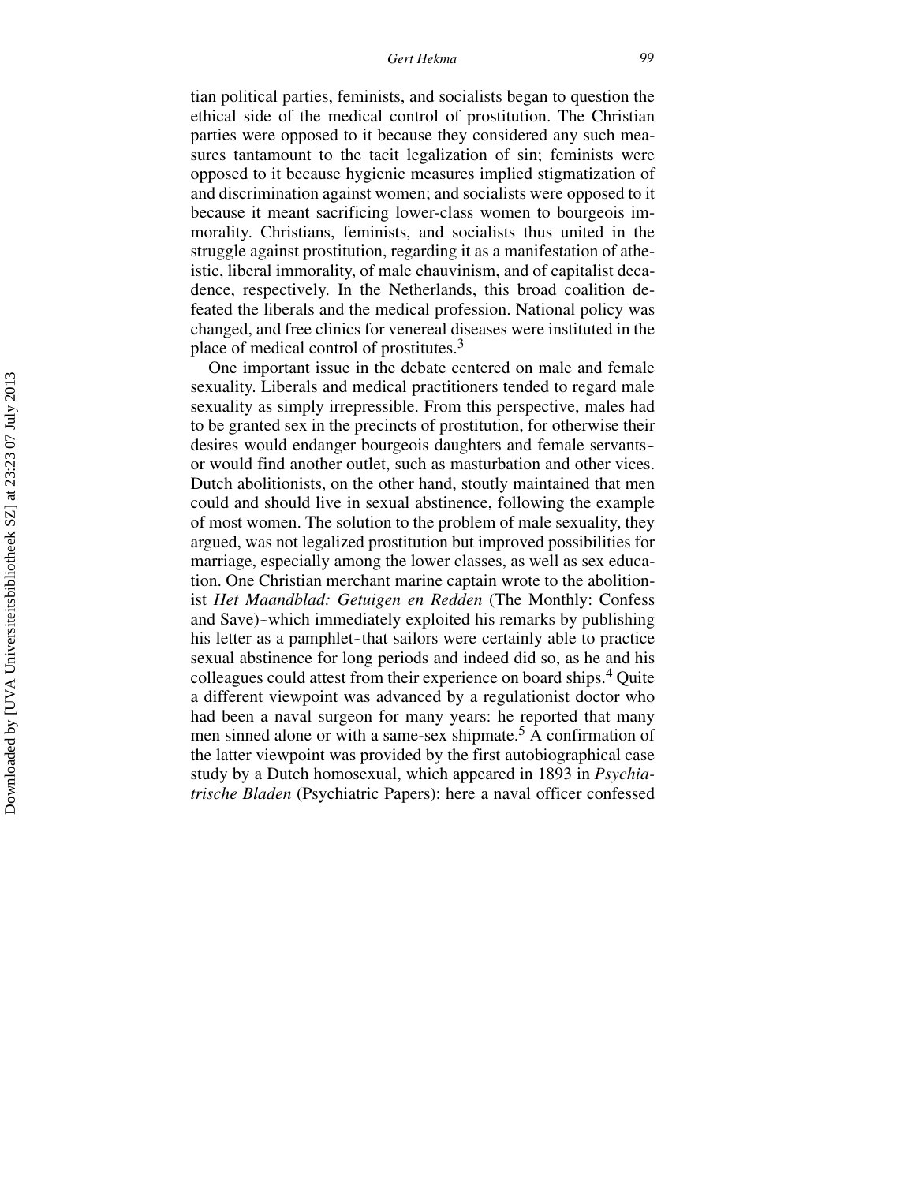tian political parties, feminists, and socialists began to question the ethical side of the medical control of prostitution. The Christian parties were opposed to it because they considered any such measures tantamount to the tacit legalization of sin; feminists were opposed to it because hygienic measures implied stigmatization of and discrimination against women; and socialists were opposed to it because it meant sacrificing lower-class women to bourgeois immorality. Christians, feminists, and socialists thus united in the struggle against prostitution, regarding it as a manifestation of atheistic, liberal immorality, of male chauvinism, and of capitalist decadence, respectively. In the Netherlands, this broad coalition defeated the liberals and the medical profession. National policy was changed, and free clinics for venereal diseases were instituted in the place of medical control of prostitutes.[3]

One important issue in the debate centered on male and female sexuality. Liberals and medical practitioners tended to regard male sexuality as simply irrepressible. From this perspective, males had to be granted sex in the precincts of prostitution, for otherwise their desires would endanger bourgeois daughters and female servants–or would find another outlet, such as masturbation and other vices. Dutch abolitionists, on the other hand, stoutly maintained that men could and should live in sexual abstinence, following the example of most women. The solution to the problem of male sexuality, they argued, was not legalized prostitution but improved possibilities for marriage, especially among the lower classes, as well as sex education. One Christian merchant marine captain wrote to the abolitionist *Het Maandblad: Getuigen en Redden* (The Monthly: Confess and Save)–which immediately exploited his remarks by publishing his letter as a pamphlet–that sailors were certainly able to practice sexual abstinence for long periods and indeed did so, as he and his colleagues could attest from their experience on board ships.[4] Quite a different viewpoint was advanced by a regulationist doctor who had been a naval surgeon for many years: he reported that many men sinned alone or with a same-sex shipmate.[5] A confirmation of the latter viewpoint was provided by the first autobiographical case study by a Dutch homosexual, which appeared in 1893 in *Psychiatrische Bladen* (Psychiatric Papers): here a naval officer confessed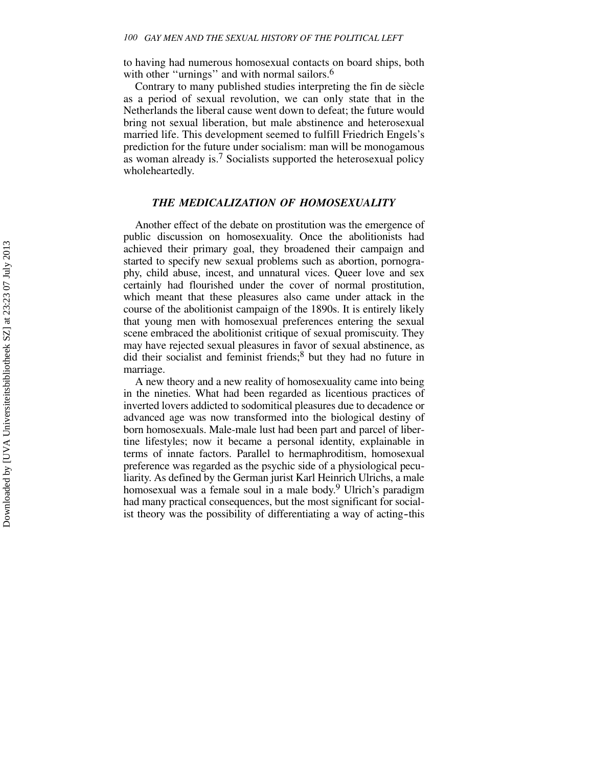to having had numerous homosexual contacts on board ships, both with other ''urnings'' and with normal sailors.[6]

Contrary to many published studies interpreting the fin de siècle as a period of sexual revolution, we can only state that in the Netherlands the liberal cause went down to defeat; the future would bring not sexual liberation, but male abstinence and heterosexual married life. This development seemed to fulfill Friedrich Engels's prediction for the future under socialism: man will be monogamous as woman already is.[7] Socialists supported the heterosexual policy wholeheartedly.

## *THE MEDICALIZATION OF HOMOSEXUALITY*

Another effect of the debate on prostitution was the emergence of public discussion on homosexuality. Once the abolitionists had achieved their primary goal, they broadened their campaign and started to specify new sexual problems such as abortion, pornography, child abuse, incest, and unnatural vices. Queer love and sex certainly had flourished under the cover of normal prostitution, which meant that these pleasures also came under attack in the course of the abolitionist campaign of the 1890s. It is entirely likely that young men with homosexual preferences entering the sexual scene embraced the abolitionist critique of sexual promiscuity. They may have rejected sexual pleasures in favor of sexual abstinence, as did their socialist and feminist friends;[8] but they had no future in marriage.

A new theory and a new reality of homosexuality came into being in the nineties. What had been regarded as licentious practices of inverted lovers addicted to sodomitical pleasures due to decadence or advanced age was now transformed into the biological destiny of born homosexuals. Male-male lust had been part and parcel of libertine lifestyles; now it became a personal identity, explainable in terms of innate factors. Parallel to hermaphroditism, homosexual preference was regarded as the psychic side of a physiological peculiarity. As defined by the German jurist Karl Heinrich Ulrichs, a male homosexual was a female soul in a male body.[9] Ulrich's paradigm had many practical consequences, but the most significant for socialist theory was the possibility of differentiating a way of acting-this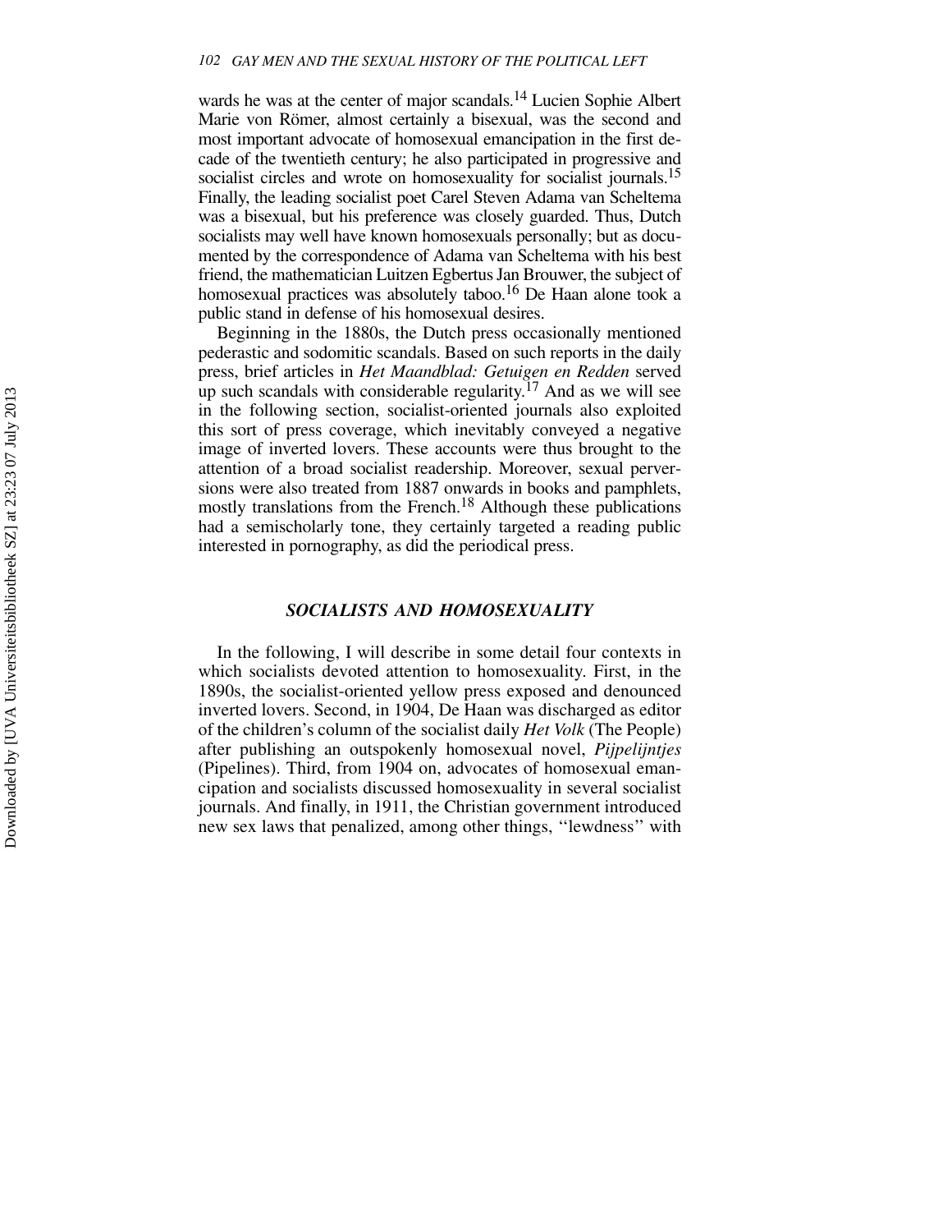wards he was at the center of major scandals.[14] Lucien Sophie Albert Marie von Römer, almost certainly a bisexual, was the second and most important advocate of homosexual emancipation in the first decade of the twentieth century; he also participated in progressive and socialist circles and wrote on homosexuality for socialist journals.[15] Finally, the leading socialist poet Carel Steven Adama van Scheltema was a bisexual, but his preference was closely guarded. Thus, Dutch socialists may well have known homosexuals personally; but as documented by the correspondence of Adama van Scheltema with his best friend, the mathematician Luitzen Egbertus Jan Brouwer, the subject of homosexual practices was absolutely taboo.[16] De Haan alone took a public stand in defense of his homosexual desires.

Beginning in the 1880s, the Dutch press occasionally mentioned pederastic and sodomitic scandals. Based on such reports in the daily press, brief articles in *Het Maandblad: Getuigen en Redden* served up such scandals with considerable regularity.[17] And as we will see in the following section, socialist-oriented journals also exploited this sort of press coverage, which inevitably conveyed a negative image of inverted lovers. These accounts were thus brought to the attention of a broad socialist readership. Moreover, sexual perversions were also treated from 1887 onwards in books and pamphlets, mostly translations from the French.[18] Although these publications had a semischolarly tone, they certainly targeted a reading public interested in pornography, as did the periodical press.

## *SOCIALISTS AND HOMOSEXUALITY*

In the following, I will describe in some detail four contexts in which socialists devoted attention to homosexuality. First, in the 1890s, the socialist-oriented yellow press exposed and denounced inverted lovers. Second, in 1904, De Haan was discharged as editor of the children's column of the socialist daily *Het Volk* (The People) after publishing an outspokenly homosexual novel, *Pijpelijntjes* (Pipelines). Third, from 1904 on, advocates of homosexual emancipation and socialists discussed homosexuality in several socialist journals. And finally, in 1911, the Christian government introduced new sex laws that penalized, among other things, ''lewdness'' with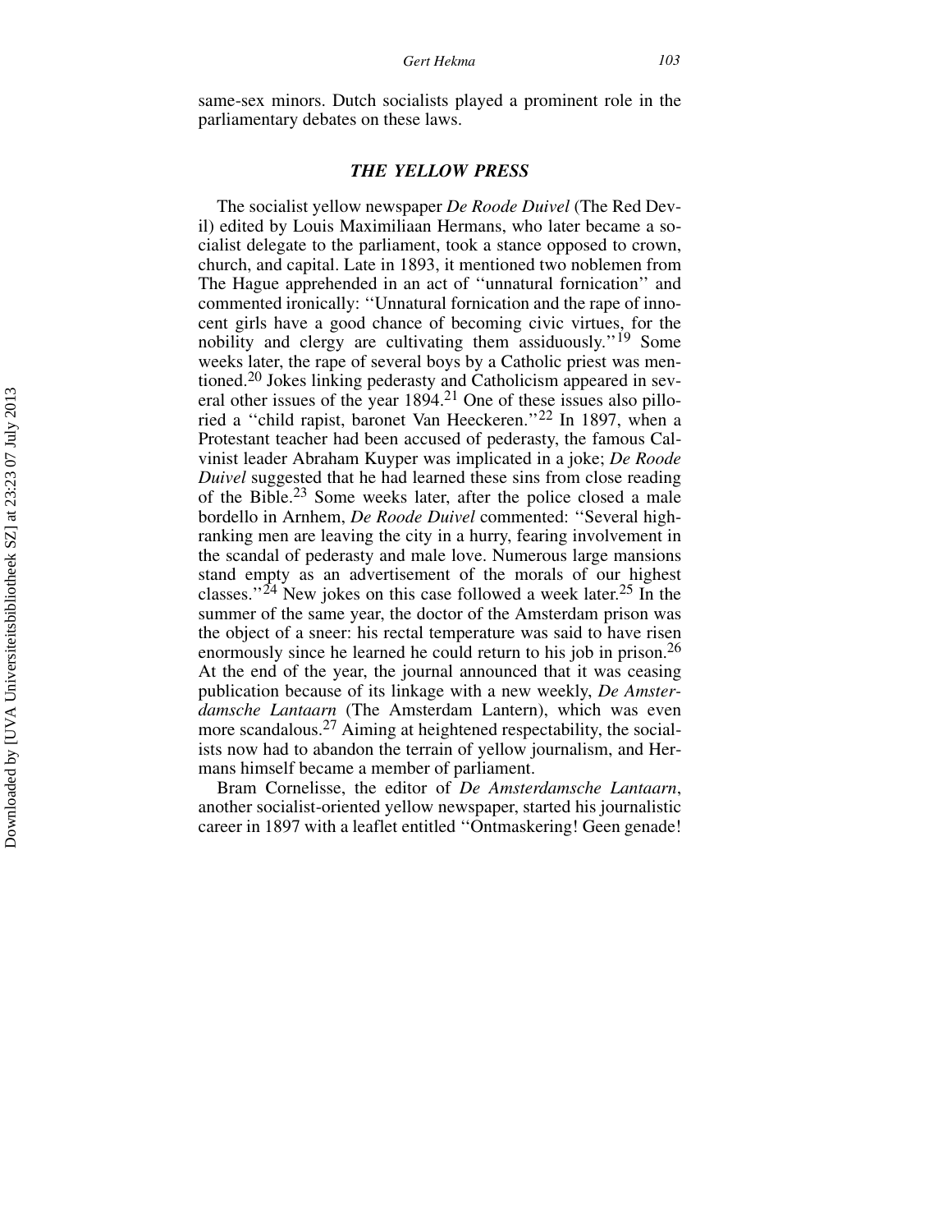same-sex minors. Dutch socialists played a prominent role in the parliamentary debates on these laws.

## *THE YELLOW PRESS*

The socialist yellow newspaper *De Roode Duivel* (The Red Devil) edited by Louis Maximiliaan Hermans, who later became a socialist delegate to the parliament, took a stance opposed to crown, church, and capital. Late in 1893, it mentioned two noblemen from The Hague apprehended in an act of ''unnatural fornication'' and commented ironically: ''Unnatural fornication and the rape of innocent girls have a good chance of becoming civic virtues, for the nobility and clergy are cultivating them assiduously.''[19] Some weeks later, the rape of several boys by a Catholic priest was mentioned.[20] Jokes linking pederasty and Catholicism appeared in several other issues of the year 1894.[21] One of these issues also pilloried a ''child rapist, baronet Van Heeckeren.''[22] In 1897, when a Protestant teacher had been accused of pederasty, the famous Calvinist leader Abraham Kuyper was implicated in a joke; *De Roode Duivel* suggested that he had learned these sins from close reading of the Bible.[23] Some weeks later, after the police closed a male bordello in Arnhem, *De Roode Duivel* commented: ''Several high-ranking men are leaving the city in a hurry, fearing involvement in the scandal of pederasty and male love. Numerous large mansions stand empty as an advertisement of the morals of our highest classes.''[24] New jokes on this case followed a week later.[25] In the summer of the same year, the doctor of the Amsterdam prison was the object of a sneer: his rectal temperature was said to have risen enormously since he learned he could return to his job in prison.[26] At the end of the year, the journal announced that it was ceasing publication because of its linkage with a new weekly, *De Amsterdamsche Lantaarn* (The Amsterdam Lantern), which was even more scandalous.[27] Aiming at heightened respectability, the socialists now had to abandon the terrain of yellow journalism, and Hermans himself became a member of parliament.

Bram Cornelisse, the editor of *De Amsterdamsche Lantaarn*, another socialist-oriented yellow newspaper, started his journalistic career in 1897 with a leaflet entitled ''Ontmaskering! Geen genade!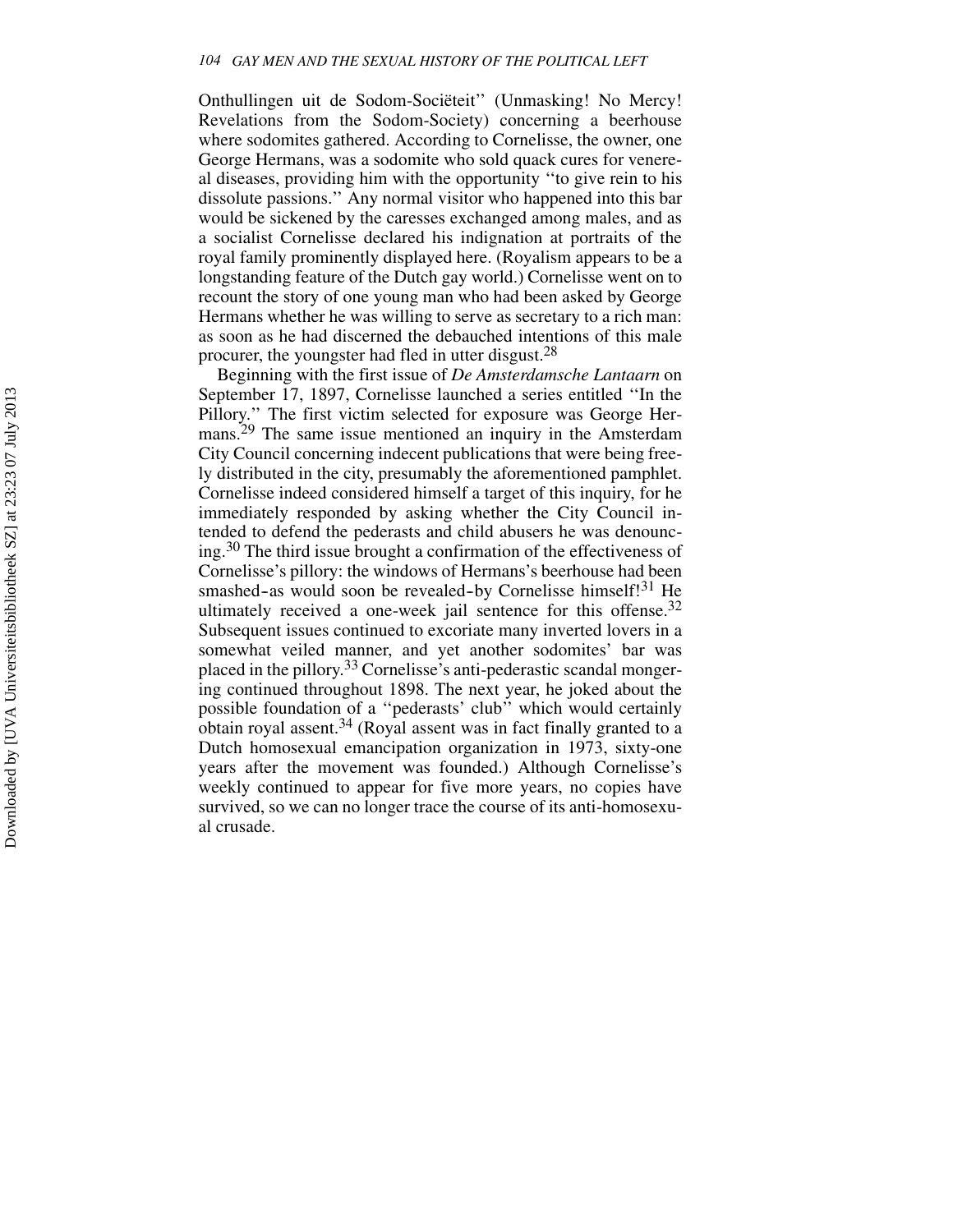Onthullingen uit de Sodom-Sociëteit'' (Unmasking! No Mercy! Revelations from the Sodom-Society) concerning a beerhouse where sodomites gathered. According to Cornelisse, the owner, one George Hermans, was a sodomite who sold quack cures for venereal diseases, providing him with the opportunity ''to give rein to his dissolute passions.'' Any normal visitor who happened into this bar would be sickened by the caresses exchanged among males, and as a socialist Cornelisse declared his indignation at portraits of the royal family prominently displayed here. (Royalism appears to be a longstanding feature of the Dutch gay world.) Cornelisse went on to recount the story of one young man who had been asked by George Hermans whether he was willing to serve as secretary to a rich man: as soon as he had discerned the debauched intentions of this male procurer, the youngster had fled in utter disgust.[28]

Beginning with the first issue of *De Amsterdamsche Lantaarn* on September 17, 1897, Cornelisse launched a series entitled ''In the Pillory.'' The first victim selected for exposure was George Hermans.[29] The same issue mentioned an inquiry in the Amsterdam City Council concerning indecent publications that were being freely distributed in the city, presumably the aforementioned pamphlet. Cornelisse indeed considered himself a target of this inquiry, for he immediately responded by asking whether the City Council intended to defend the pederasts and child abusers he was denouncing.[30] The third issue brought a confirmation of the effectiveness of Cornelisse's pillory: the windows of Hermans's beerhouse had been smashed–as would soon be revealed–by Cornelisse himself![31] He ultimately received a one-week jail sentence for this offense.[32] Subsequent issues continued to excoriate many inverted lovers in a somewhat veiled manner, and yet another sodomites' bar was placed in the pillory.[33] Cornelisse's anti-pederastic scandal mongering continued throughout 1898. The next year, he joked about the possible foundation of a ''pederasts' club'' which would certainly obtain royal assent.[34] (Royal assent was in fact finally granted to a Dutch homosexual emancipation organization in 1973, sixty-one years after the movement was founded.) Although Cornelisse's weekly continued to appear for five more years, no copies have survived, so we can no longer trace the course of its anti-homosexual crusade.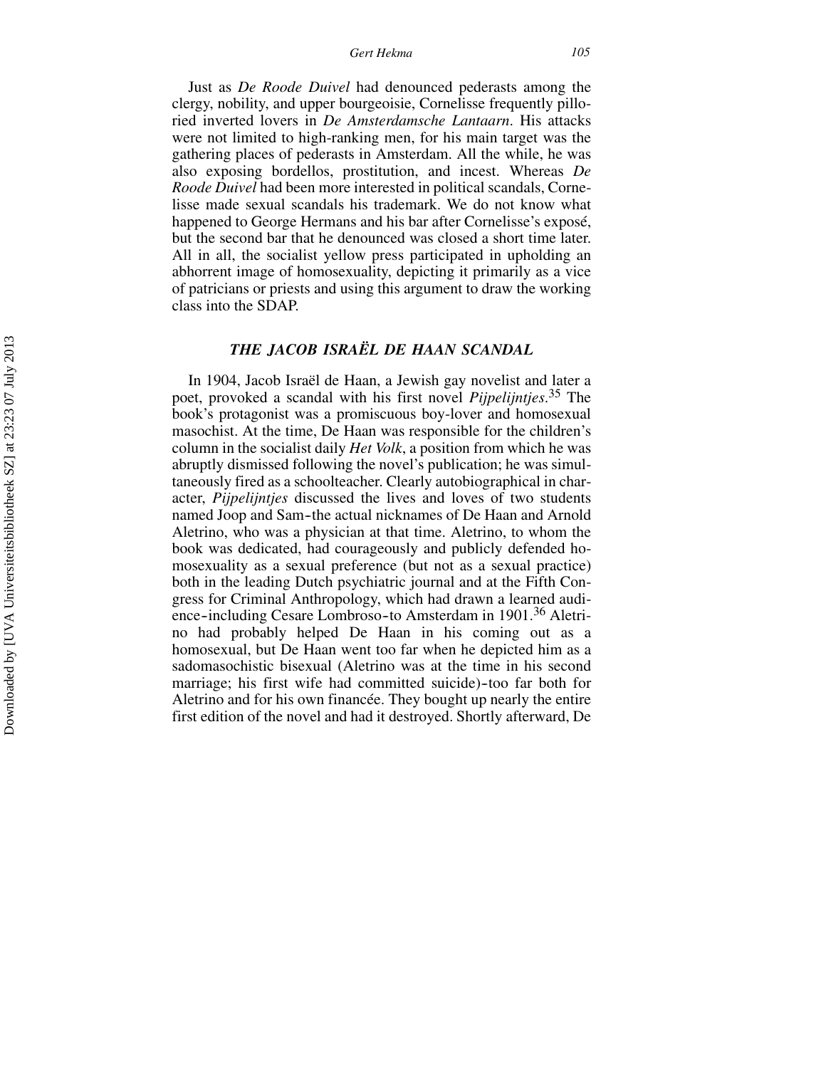Just as *De Roode Duivel* had denounced pederasts among the clergy, nobility, and upper bourgeoisie, Cornelisse frequently pilloried inverted lovers in *De Amsterdamsche Lantaarn*. His attacks were not limited to high-ranking men, for his main target was the gathering places of pederasts in Amsterdam. All the while, he was also exposing bordellos, prostitution, and incest. Whereas *De Roode Duivel* had been more interested in political scandals, Cornelisse made sexual scandals his trademark. We do not know what happened to George Hermans and his bar after Cornelisse's exposé, but the second bar that he denounced was closed a short time later. All in all, the socialist yellow press participated in upholding an abhorrent image of homosexuality, depicting it primarily as a vice of patricians or priests and using this argument to draw the working class into the SDAP.

## THE JACOB ISRAËL DE HAAN SCANDAL

In 1904, Jacob Israël de Haan, a Jewish gay novelist and later a poet, provoked a scandal with his first novel *Pijpelijntjes*.[35] The book's protagonist was a promiscuous boy-lover and homosexual masochist. At the time, De Haan was responsible for the children's column in the socialist daily *Het Volk*, a position from which he was abruptly dismissed following the novel's publication; he was simultaneously fired as a schoolteacher. Clearly autobiographical in character, *Pijpelijntjes* discussed the lives and loves of two students named Joop and Sam–the actual nicknames of De Haan and Arnold Aletrino, who was a physician at that time. Aletrino, to whom the book was dedicated, had courageously and publicly defended homosexuality as a sexual preference (but not as a sexual practice) both in the leading Dutch psychiatric journal and at the Fifth Congress for Criminal Anthropology, which had drawn a learned audience–including Cesare Lombroso–to Amsterdam in 1901.[36] Aletrino had probably helped De Haan in his coming out as a homosexual, but De Haan went too far when he depicted him as a sadomasochistic bisexual (Aletrino was at the time in his second marriage; his first wife had committed suicide)–too far both for Aletrino and for his own financée. They bought up nearly the entire first edition of the novel and had it destroyed. Shortly afterward, De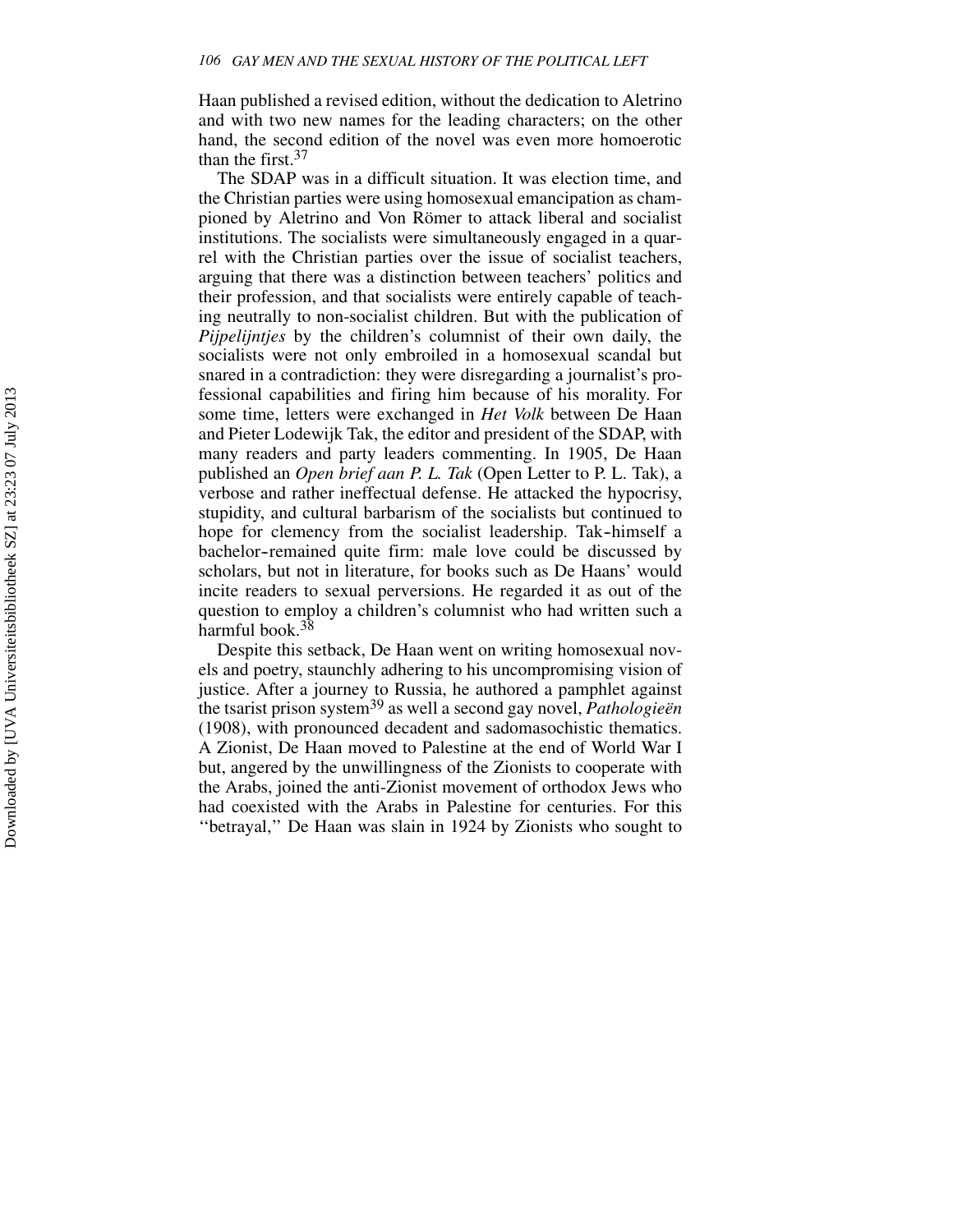Haan published a revised edition, without the dedication to Aletrino and with two new names for the leading characters; on the other hand, the second edition of the novel was even more homoerotic than the first.[37]

The SDAP was in a difficult situation. It was election time, and the Christian parties were using homosexual emancipation as championed by Aletrino and Von Römer to attack liberal and socialist institutions. The socialists were simultaneously engaged in a quarrel with the Christian parties over the issue of socialist teachers, arguing that there was a distinction between teachers' politics and their profession, and that socialists were entirely capable of teaching neutrally to non-socialist children. But with the publication of *Pijpelijntjes* by the children's columnist of their own daily, the socialists were not only embroiled in a homosexual scandal but snared in a contradiction: they were disregarding a journalist's professional capabilities and firing him because of his morality. For some time, letters were exchanged in *Het Volk* between De Haan and Pieter Lodewijk Tak, the editor and president of the SDAP, with many readers and party leaders commenting. In 1905, De Haan published an *Open brief aan P. L. Tak* (Open Letter to P. L. Tak), a verbose and rather ineffectual defense. He attacked the hypocrisy, stupidity, and cultural barbarism of the socialists but continued to hope for clemency from the socialist leadership. Tak-himself a bachelor-remained quite firm: male love could be discussed by scholars, but not in literature, for books such as De Haans' would incite readers to sexual perversions. He regarded it as out of the question to employ a children's columnist who had written such a harmful book.[38]

Despite this setback, De Haan went on writing homosexual novels and poetry, staunchly adhering to his uncompromising vision of justice. After a journey to Russia, he authored a pamphlet against the tsarist prison system[39] as well a second gay novel, *Pathologieën* (1908), with pronounced decadent and sadomasochistic thematics. A Zionist, De Haan moved to Palestine at the end of World War I but, angered by the unwillingness of the Zionists to cooperate with the Arabs, joined the anti-Zionist movement of orthodox Jews who had coexisted with the Arabs in Palestine for centuries. For this ''betrayal,'' De Haan was slain in 1924 by Zionists who sought to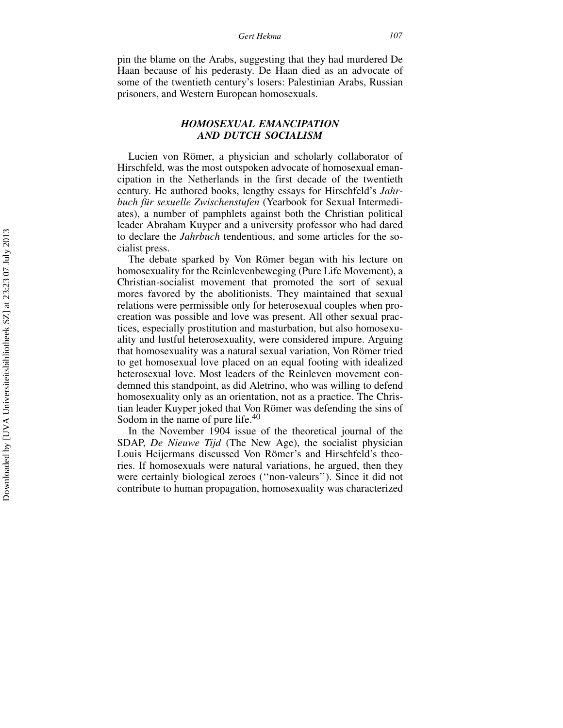pin the blame on the Arabs, suggesting that they had murdered De Haan because of his pederasty. De Haan died as an advocate of some of the twentieth century's losers: Palestinian Arabs, Russian prisoners, and Western European homosexuals.

### *HOMOSEXUAL EMANCIPATION AND DUTCH SOCIALISM*

Lucien von Römer, a physician and scholarly collaborator of Hirschfeld, was the most outspoken advocate of homosexual emancipation in the Netherlands in the first decade of the twentieth century. He authored books, lengthy essays for Hirschfeld's *Jahrbuch für sexuelle Zwischenstufen* (Yearbook for Sexual Intermediates), a number of pamphlets against both the Christian political leader Abraham Kuyper and a university professor who had dared to declare the *Jahrbuch* tendentious, and some articles for the socialist press.

The debate sparked by Von Römer began with his lecture on homosexuality for the Reinlevenbeweging (Pure Life Movement), a Christian-socialist movement that promoted the sort of sexual mores favored by the abolitionists. They maintained that sexual relations were permissible only for heterosexual couples when procreation was possible and love was present. All other sexual practices, especially prostitution and masturbation, but also homosexuality and lustful heterosexuality, were considered impure. Arguing that homosexuality was a natural sexual variation, Von Römer tried to get homosexual love placed on an equal footing with idealized heterosexual love. Most leaders of the Reinleven movement condemned this standpoint, as did Aletrino, who was willing to defend homosexuality only as an orientation, not as a practice. The Christian leader Kuyper joked that Von Römer was defending the sins of Sodom in the name of pure life.[40]

In the November 1904 issue of the theoretical journal of the SDAP, *De Nieuwe Tijd* (The New Age), the socialist physician Louis Heijermans discussed Von Römer's and Hirschfeld's theories. If homosexuals were natural variations, he argued, then they were certainly biological zeroes (''non-valeurs''). Since it did not contribute to human propagation, homosexuality was characterized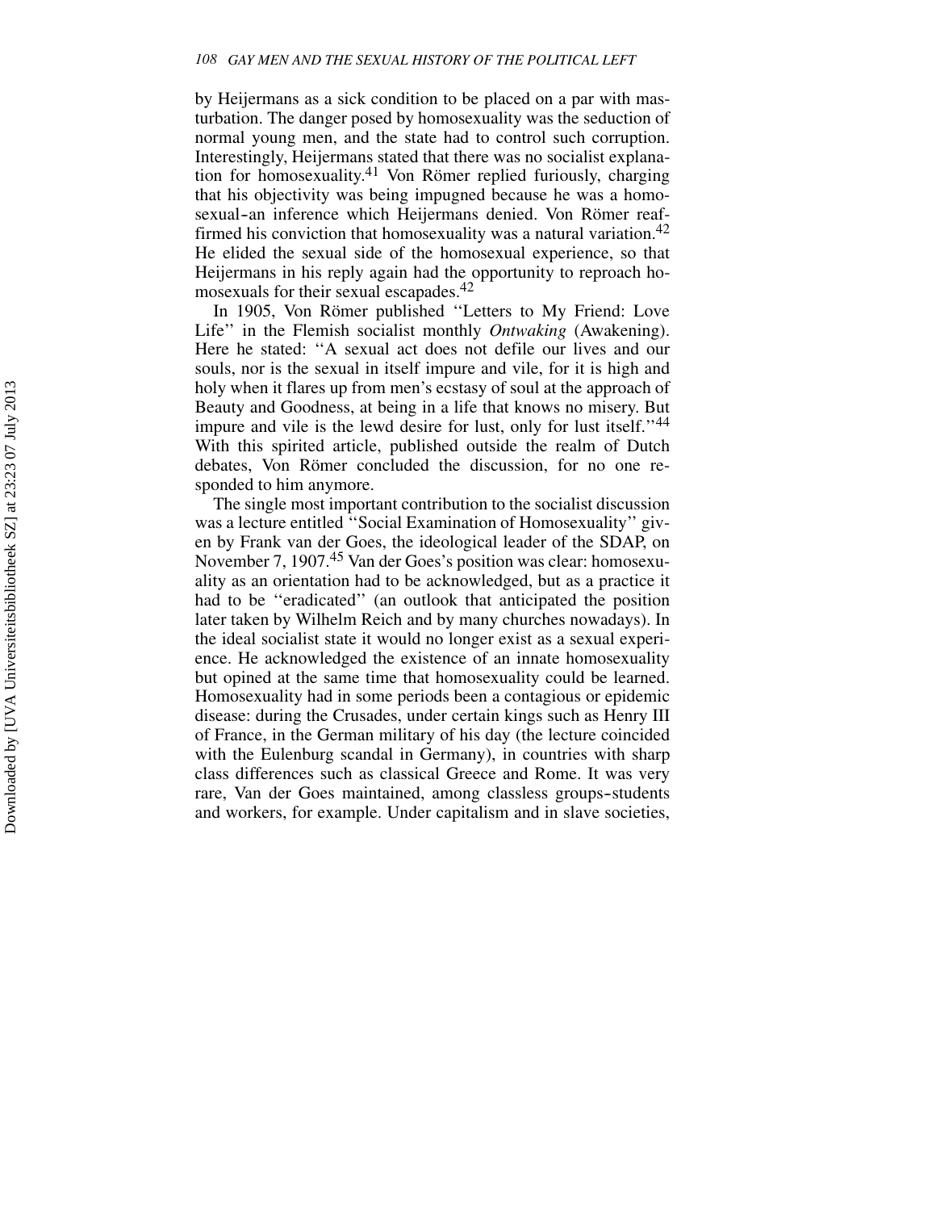by Heijermans as a sick condition to be placed on a par with masturbation. The danger posed by homosexuality was the seduction of normal young men, and the state had to control such corruption. Interestingly, Heijermans stated that there was no socialist explanation for homosexuality.[41] Von Römer replied furiously, charging that his objectivity was being impugned because he was a homosexual-an inference which Heijermans denied. Von Römer reaffirmed his conviction that homosexuality was a natural variation.[42] He elided the sexual side of the homosexual experience, so that Heijermans in his reply again had the opportunity to reproach homosexuals for their sexual escapades.[42]

In 1905, Von Römer published ''Letters to My Friend: Love Life'' in the Flemish socialist monthly *Ontwaking* (Awakening). Here he stated: ''A sexual act does not defile our lives and our souls, nor is the sexual in itself impure and vile, for it is high and holy when it flares up from men's ecstasy of soul at the approach of Beauty and Goodness, at being in a life that knows no misery. But impure and vile is the lewd desire for lust, only for lust itself.''[44] With this spirited article, published outside the realm of Dutch debates, Von Römer concluded the discussion, for no one responded to him anymore.

The single most important contribution to the socialist discussion was a lecture entitled ''Social Examination of Homosexuality'' given by Frank van der Goes, the ideological leader of the SDAP, on November 7, 1907.[45] Van der Goes's position was clear: homosexuality as an orientation had to be acknowledged, but as a practice it had to be ''eradicated'' (an outlook that anticipated the position later taken by Wilhelm Reich and by many churches nowadays). In the ideal socialist state it would no longer exist as a sexual experience. He acknowledged the existence of an innate homosexuality but opined at the same time that homosexuality could be learned. Homosexuality had in some periods been a contagious or epidemic disease: during the Crusades, under certain kings such as Henry III of France, in the German military of his day (the lecture coincided with the Eulenburg scandal in Germany), in countries with sharp class differences such as classical Greece and Rome. It was very rare, Van der Goes maintained, among classless groups-students and workers, for example. Under capitalism and in slave societies,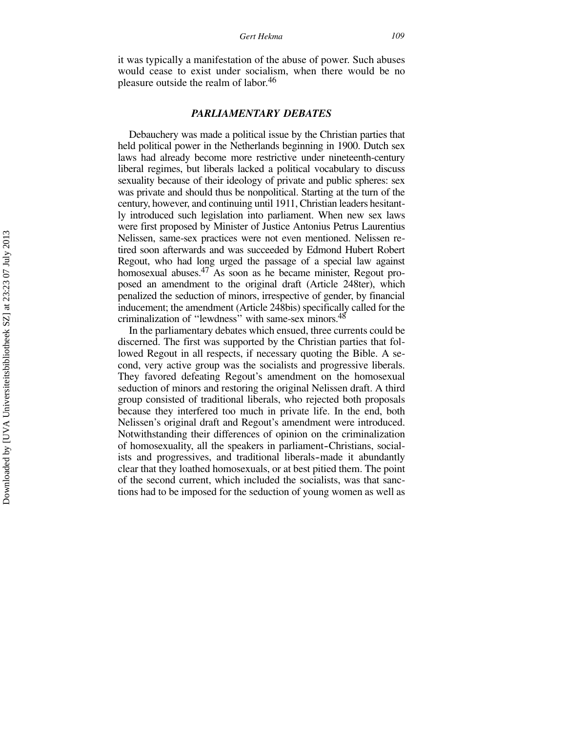it was typically a manifestation of the abuse of power. Such abuses would cease to exist under socialism, when there would be no pleasure outside the realm of labor.[46]

## *PARLIAMENTARY DEBATES*

Debauchery was made a political issue by the Christian parties that held political power in the Netherlands beginning in 1900. Dutch sex laws had already become more restrictive under nineteenth-century liberal regimes, but liberals lacked a political vocabulary to discuss sexuality because of their ideology of private and public spheres: sex was private and should thus be nonpolitical. Starting at the turn of the century, however, and continuing until 1911, Christian leaders hesitantly introduced such legislation into parliament. When new sex laws were first proposed by Minister of Justice Antonius Petrus Laurentius Nelissen, same-sex practices were not even mentioned. Nelissen retired soon afterwards and was succeeded by Edmond Hubert Robert Regout, who had long urged the passage of a special law against homosexual abuses.[47] As soon as he became minister, Regout proposed an amendment to the original draft (Article 248ter), which penalized the seduction of minors, irrespective of gender, by financial inducement; the amendment (Article 248bis) specifically called for the criminalization of "lewdness" with same-sex minors.[48]

In the parliamentary debates which ensued, three currents could be discerned. The first was supported by the Christian parties that followed Regout in all respects, if necessary quoting the Bible. A second, very active group was the socialists and progressive liberals. They favored defeating Regout's amendment on the homosexual seduction of minors and restoring the original Nelissen draft. A third group consisted of traditional liberals, who rejected both proposals because they interfered too much in private life. In the end, both Nelissen's original draft and Regout's amendment were introduced. Notwithstanding their differences of opinion on the criminalization of homosexuality, all the speakers in parliament–Christians, socialists and progressives, and traditional liberals–made it abundantly clear that they loathed homosexuals, or at best pitied them. The point of the second current, which included the socialists, was that sanctions had to be imposed for the seduction of young women as well as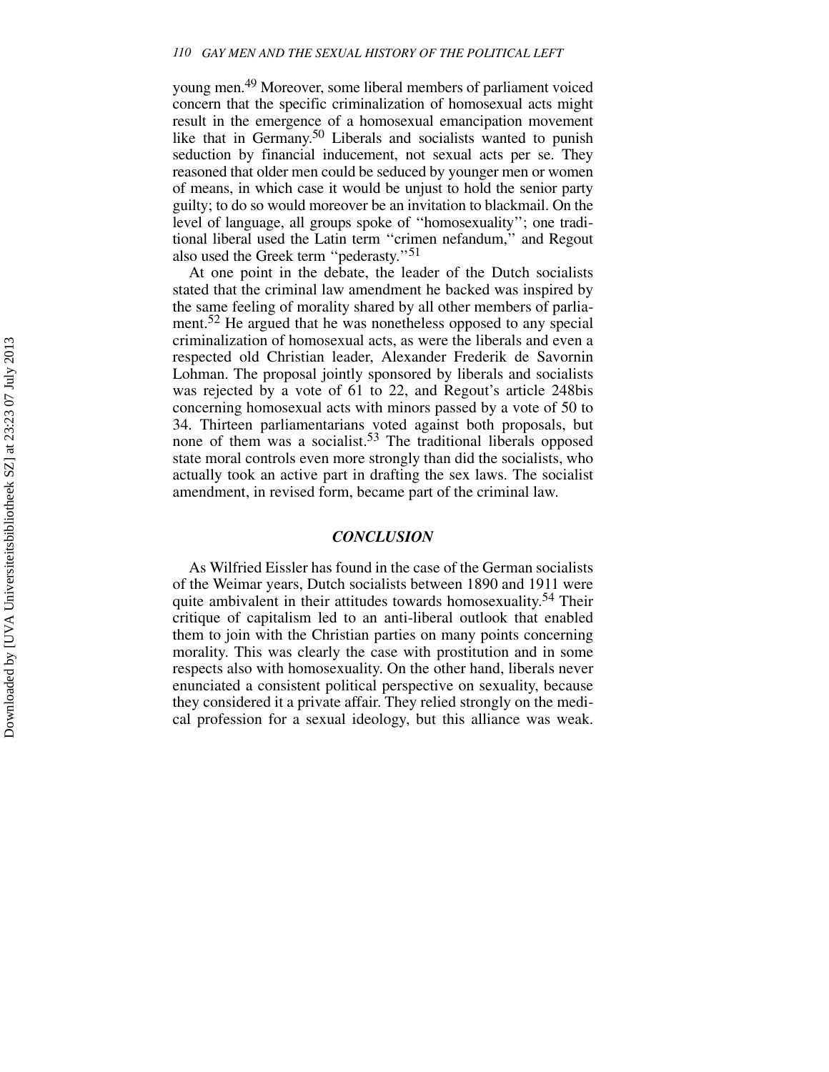young men.[49] Moreover, some liberal members of parliament voiced concern that the specific criminalization of homosexual acts might result in the emergence of a homosexual emancipation movement like that in Germany.[50] Liberals and socialists wanted to punish seduction by financial inducement, not sexual acts per se. They reasoned that older men could be seduced by younger men or women of means, in which case it would be unjust to hold the senior party guilty; to do so would moreover be an invitation to blackmail. On the level of language, all groups spoke of "homosexuality"; one traditional liberal used the Latin term "crimen nefandum," and Regout also used the Greek term "pederasty."[51]

At one point in the debate, the leader of the Dutch socialists stated that the criminal law amendment he backed was inspired by the same feeling of morality shared by all other members of parliament.[52] He argued that he was nonetheless opposed to any special criminalization of homosexual acts, as were the liberals and even a respected old Christian leader, Alexander Frederik de Savornin Lohman. The proposal jointly sponsored by liberals and socialists was rejected by a vote of 61 to 22, and Regout's article 248bis concerning homosexual acts with minors passed by a vote of 50 to 34. Thirteen parliamentarians voted against both proposals, but none of them was a socialist.[53] The traditional liberals opposed state moral controls even more strongly than did the socialists, who actually took an active part in drafting the sex laws. The socialist amendment, in revised form, became part of the criminal law.

## *CONCLUSION*

As Wilfried Eissler has found in the case of the German socialists of the Weimar years, Dutch socialists between 1890 and 1911 were quite ambivalent in their attitudes towards homosexuality.[54] Their critique of capitalism led to an anti-liberal outlook that enabled them to join with the Christian parties on many points concerning morality. This was clearly the case with prostitution and in some respects also with homosexuality. On the other hand, liberals never enunciated a consistent political perspective on sexuality, because they considered it a private affair. They relied strongly on the medical profession for a sexual ideology, but this alliance was weak.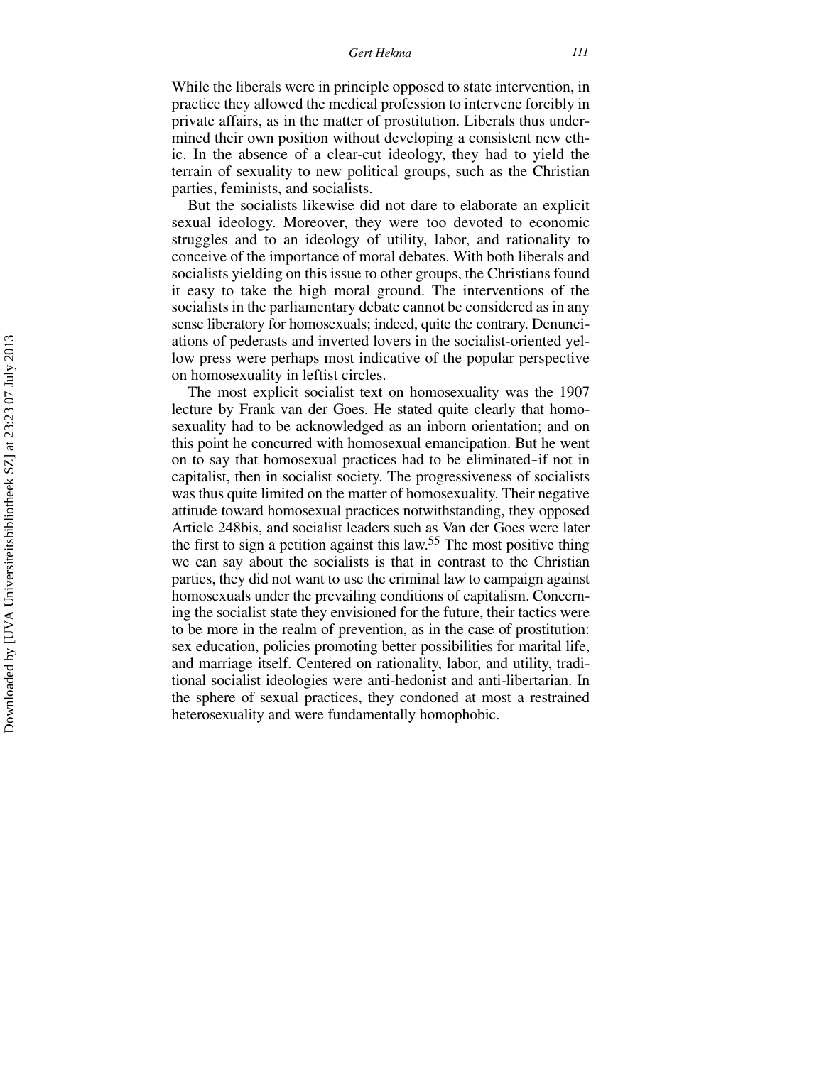While the liberals were in principle opposed to state intervention, in practice they allowed the medical profession to intervene forcibly in private affairs, as in the matter of prostitution. Liberals thus undermined their own position without developing a consistent new ethic. In the absence of a clear-cut ideology, they had to yield the terrain of sexuality to new political groups, such as the Christian parties, feminists, and socialists.

But the socialists likewise did not dare to elaborate an explicit sexual ideology. Moreover, they were too devoted to economic struggles and to an ideology of utility, labor, and rationality to conceive of the importance of moral debates. With both liberals and socialists yielding on this issue to other groups, the Christians found it easy to take the high moral ground. The interventions of the socialists in the parliamentary debate cannot be considered as in any sense liberatory for homosexuals; indeed, quite the contrary. Denunciations of pederasts and inverted lovers in the socialist-oriented yellow press were perhaps most indicative of the popular perspective on homosexuality in leftist circles.

The most explicit socialist text on homosexuality was the 1907 lecture by Frank van der Goes. He stated quite clearly that homosexuality had to be acknowledged as an inborn orientation; and on this point he concurred with homosexual emancipation. But he went on to say that homosexual practices had to be eliminated–if not in capitalist, then in socialist society. The progressiveness of socialists was thus quite limited on the matter of homosexuality. Their negative attitude toward homosexual practices notwithstanding, they opposed Article 248bis, and socialist leaders such as Van der Goes were later the first to sign a petition against this law.[55] The most positive thing we can say about the socialists is that in contrast to the Christian parties, they did not want to use the criminal law to campaign against homosexuals under the prevailing conditions of capitalism. Concerning the socialist state they envisioned for the future, their tactics were to be more in the realm of prevention, as in the case of prostitution: sex education, policies promoting better possibilities for marital life, and marriage itself. Centered on rationality, labor, and utility, traditional socialist ideologies were anti-hedonist and anti-libertarian. In the sphere of sexual practices, they condoned at most a restrained heterosexuality and were fundamentally homophobic.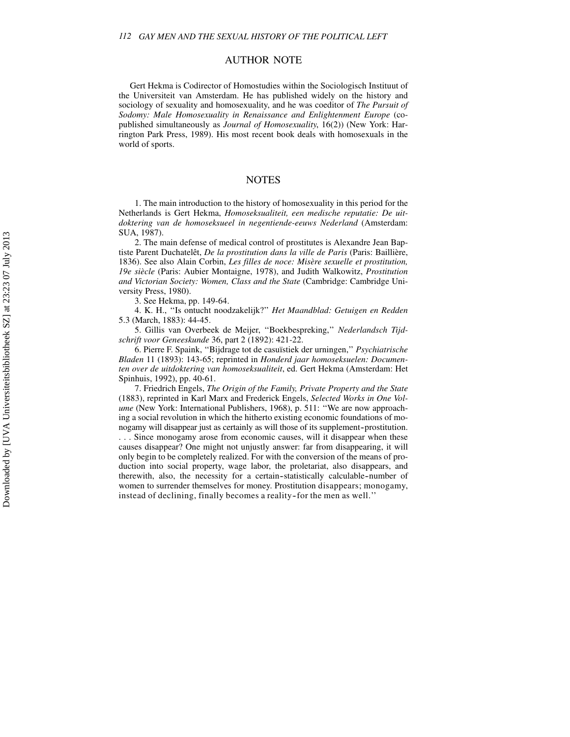## AUTHOR NOTE

Gert Hekma is Codirector of Homostudies within the Sociologisch Instituut of the Universiteit van Amsterdam. He has published widely on the history and sociology of sexuality and homosexuality, and he was coeditor of *The Pursuit of Sodomy: Male Homosexuality in Renaissance and Enlightenment Europe* (copublished simultaneously as *Journal of Homosexuality*, 16(2)) (New York: Harrington Park Press, 1989). His most recent book deals with homosexuals in the world of sports.

## NOTES

1. The main introduction to the history of homosexuality in this period for the Netherlands is Gert Hekma, *Homoseksualiteit, een medische reputatie: De uitdoktering van de homoseksueel in negentiende-eeuws Nederland* (Amsterdam: SUA, 1987).

2. The main defense of medical control of prostitutes is Alexandre Jean Baptiste Parent Duchatelêt, *De la prostitution dans la ville de Paris* (Paris: Baillière, 1836). See also Alain Corbin, *Les filles de noce: Misère sexuelle et prostitution, 19e siècle* (Paris: Aubier Montaigne, 1978), and Judith Walkowitz, *Prostitution and Victorian Society: Women, Class and the State* (Cambridge: Cambridge University Press, 1980).

3. See Hekma, pp. 149-64.

4. K. H., "Is ontucht noodzakelijk?" *Het Maandblad: Getuigen en Redden* 5.3 (March, 1883): 44-45.

5. Gillis van Overbeek de Meijer, "Boekbespreking," *Nederlandsch Tijdschrift voor Geneeskunde* 36, part 2 (1892): 421-22.

6. Pierre F. Spaink, "Bijdrage tot de casuïstiek der urningen," *Psychiatrische Bladen* 11 (1893): 143-65; reprinted in *Honderd jaar homoseksuelen: Documenten over de uitdoktering van homoseksualiteit*, ed. Gert Hekma (Amsterdam: Het Spinhuis, 1992), pp. 40-61.

7. Friedrich Engels, *The Origin of the Family, Private Property and the State* (1883), reprinted in Karl Marx and Frederick Engels, *Selected Works in One Volume* (New York: International Publishers, 1968), p. 511: "We are now approaching a social revolution in which the hitherto existing economic foundations of monogamy will disappear just as certainly as will those of its supplement-prostitution. . . . Since monogamy arose from economic causes, will it disappear when these causes disappear? One might not unjustly answer: far from disappearing, it will only begin to be completely realized. For with the conversion of the means of production into social property, wage labor, the proletariat, also disappears, and therewith, also, the necessity for a certain-statistically calculable-number of women to surrender themselves for money. Prostitution disappears; monogamy, instead of declining, finally becomes a reality-for the men as well."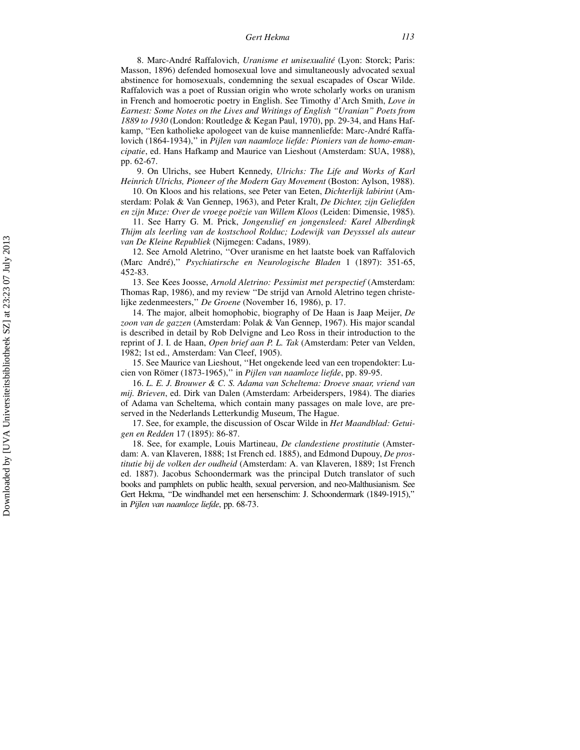8. Marc-André Raffalovich, *Uranisme et unisexualité* (Lyon: Storck; Paris: Masson, 1896) defended homosexual love and simultaneously advocated sexual abstinence for homosexuals, condemning the sexual escapades of Oscar Wilde. Raffalovich was a poet of Russian origin who wrote scholarly works on uranism in French and homoerotic poetry in English. See Timothy d'Arch Smith, *Love in Earnest: Some Notes on the Lives and Writings of English "Uranian" Poets from 1889 to 1930* (London: Routledge & Kegan Paul, 1970), pp. 29-34, and Hans Hafkamp, "Een katholieke apologeet van de kuise mannenliefde: Marc-André Raffalovich (1864-1934)," in *Pijlen van naamloze liefde: Pioniers van de homo-emancipatie*, ed. Hans Hafkamp and Maurice van Lieshout (Amsterdam: SUA, 1988), pp. 62-67.

9. On Ulrichs, see Hubert Kennedy, *Ulrichs: The Life and Works of Karl Heinrich Ulrichs, Pioneer of the Modern Gay Movement* (Boston: Aylson, 1988).

10. On Kloos and his relations, see Peter van Eeten, *Dichterlijk labirint* (Amsterdam: Polak & Van Gennep, 1963), and Peter Kralt, *De Dichter, zijn Geliefden en zijn Muze: Over de vroege poëzie van Willem Kloos* (Leiden: Dimensie, 1985).

11. See Harry G. M. Prick, *Jongenslief en jongensleed: Karel Alberdingk Thijm als leerling van de kostschool Rolduc; Lodewijk van Deyssel als auteur van De Kleine Republiek* (Nijmegen: Cadans, 1989).

12. See Arnold Aletrino, "Over uranisme en het laatste boek van Raffalovich (Marc André)," *Psychiatirsche en Neurologische Bladen* 1 (1897): 351-65, 452-83.

13. See Kees Joosse, *Arnold Aletrino: Pessimist met perspectief* (Amsterdam: Thomas Rap, 1986), and my review "De strijd van Arnold Aletrino tegen christelijke zedenmeesters," *De Groene* (November 16, 1986), p. 17.

14. The major, albeit homophobic, biography of De Haan is Jaap Meijer, *De zoon van de gazzen* (Amsterdam: Polak & Van Gennep, 1967). His major scandal is described in detail by Rob Delvigne and Leo Ross in their introduction to the reprint of J. I. de Haan, *Open brief aan P. L. Tak* (Amsterdam: Peter van Velden, 1982; 1st ed., Amsterdam: Van Cleef, 1905).

15. See Maurice van Lieshout, "Het ongekende leed van een tropendokter: Lucien von Römer (1873-1965)," in *Pijlen van naamloze liefde*, pp. 89-95.

16. *L. E. J. Brouwer & C. S. Adama van Scheltema: Droeve snaar, vriend van mij. Brieven*, ed. Dirk van Dalen (Amsterdam: Arbeiderspers, 1984). The diaries of Adama van Scheltema, which contain many passages on male love, are preserved in the Nederlands Letterkundig Museum, The Hague.

17. See, for example, the discussion of Oscar Wilde in *Het Maandblad: Getuigen en Redden* 17 (1895): 86-87.

18. See, for example, Louis Martineau, *De clandestiene prostitutie* (Amsterdam: A. van Klaveren, 1888; 1st French ed. 1885), and Edmond Dupouy, *De prostitutie bij de volken der oudheid* (Amsterdam: A. van Klaveren, 1889; 1st French ed. 1887). Jacobus Schoondermark was the principal Dutch translator of such books and pamphlets on public health, sexual perversion, and neo-Malthusianism. See Gert Hekma, "De windhandel met een hersenschim: J. Schoondermark (1849-1915)," in *Pijlen van naamloze liefde*, pp. 68-73.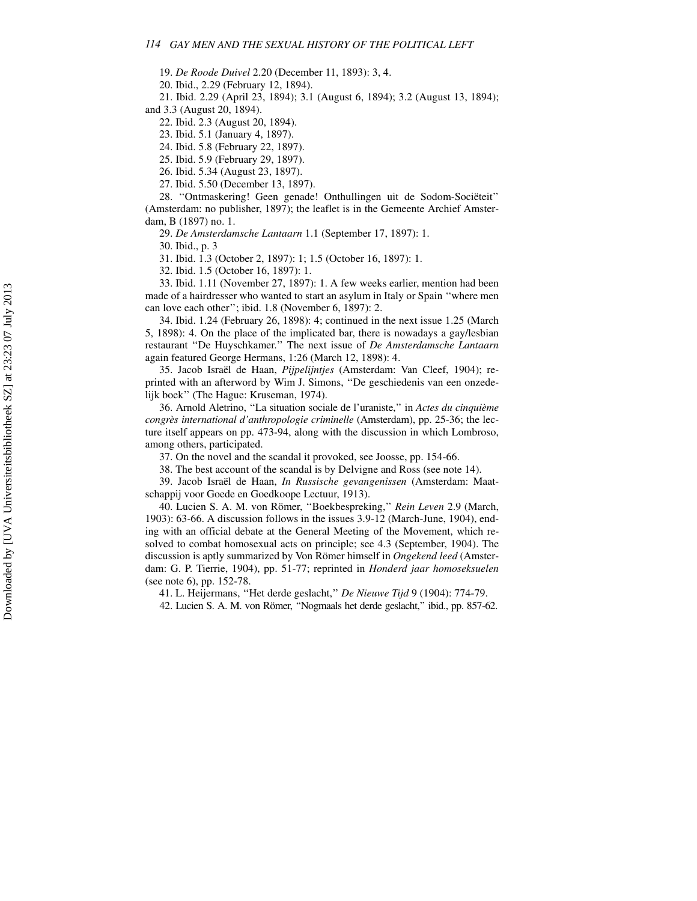19. *De Roode Duivel* 2.20 (December 11, 1893): 3, 4.

20. Ibid., 2.29 (February 12, 1894).

21. Ibid. 2.29 (April 23, 1894); 3.1 (August 6, 1894); 3.2 (August 13, 1894); and 3.3 (August 20, 1894).

22. Ibid. 2.3 (August 20, 1894).

23. Ibid. 5.1 (January 4, 1897).

24. Ibid. 5.8 (February 22, 1897).

25. Ibid. 5.9 (February 29, 1897).

26. Ibid. 5.34 (August 23, 1897).

27. Ibid. 5.50 (December 13, 1897).

28. "Ontmaskering! Geen genade! Onthullingen uit de Sodom-Sociëteit" (Amsterdam: no publisher, 1897); the leaflet is in the Gemeente Archief Amsterdam, B (1897) no. 1.

29. *De Amsterdamsche Lantaarn* 1.1 (September 17, 1897): 1.

30. Ibid., p. 3

31. Ibid. 1.3 (October 2, 1897): 1; 1.5 (October 16, 1897): 1.

32. Ibid. 1.5 (October 16, 1897): 1.

33. Ibid. 1.11 (November 27, 1897): 1. A few weeks earlier, mention had been made of a hairdresser who wanted to start an asylum in Italy or Spain "where men can love each other"; ibid. 1.8 (November 6, 1897): 2.

34. Ibid. 1.24 (February 26, 1898): 4; continued in the next issue 1.25 (March 5, 1898): 4. On the place of the implicated bar, there is nowadays a gay/lesbian restaurant "De Huyschkamer." The next issue of *De Amsterdamsche Lantaarn* again featured George Hermans, 1:26 (March 12, 1898): 4.

35. Jacob Israël de Haan, *Pijpelijntjes* (Amsterdam: Van Cleef, 1904); reprinted with an afterword by Wim J. Simons, "De geschiedenis van een onzedelijk boek" (The Hague: Kruseman, 1974).

36. Arnold Aletrino, "La situation sociale de l'uraniste," in *Actes du cinquième congrès international d'anthropologie criminelle* (Amsterdam), pp. 25-36; the lecture itself appears on pp. 473-94, along with the discussion in which Lombroso, among others, participated.

37. On the novel and the scandal it provoked, see Joosse, pp. 154-66.

38. The best account of the scandal is by Delvigne and Ross (see note 14).

39. Jacob Israël de Haan, *In Russische gevangenissen* (Amsterdam: Maatschappij voor Goede en Goedkoope Lectuur, 1913).

40. Lucien S. A. M. von Römer, "Boekbespreking," *Rein Leven* 2.9 (March, 1903): 63-66. A discussion follows in the issues 3.9-12 (March-June, 1904), ending with an official debate at the General Meeting of the Movement, which resolved to combat homosexual acts on principle; see 4.3 (September, 1904). The discussion is aptly summarized by Von Römer himself in *Ongekend leed* (Amsterdam: G. P. Tierrie, 1904), pp. 51-77; reprinted in *Honderd jaar homoseksuelen* (see note 6), pp. 152-78.

41. L. Heijermans, "Het derde geslacht," *De Nieuwe Tijd* 9 (1904): 774-79.

42. Lucien S. A. M. von Römer, "Nogmaals het derde geslacht," ibid., pp. 857-62.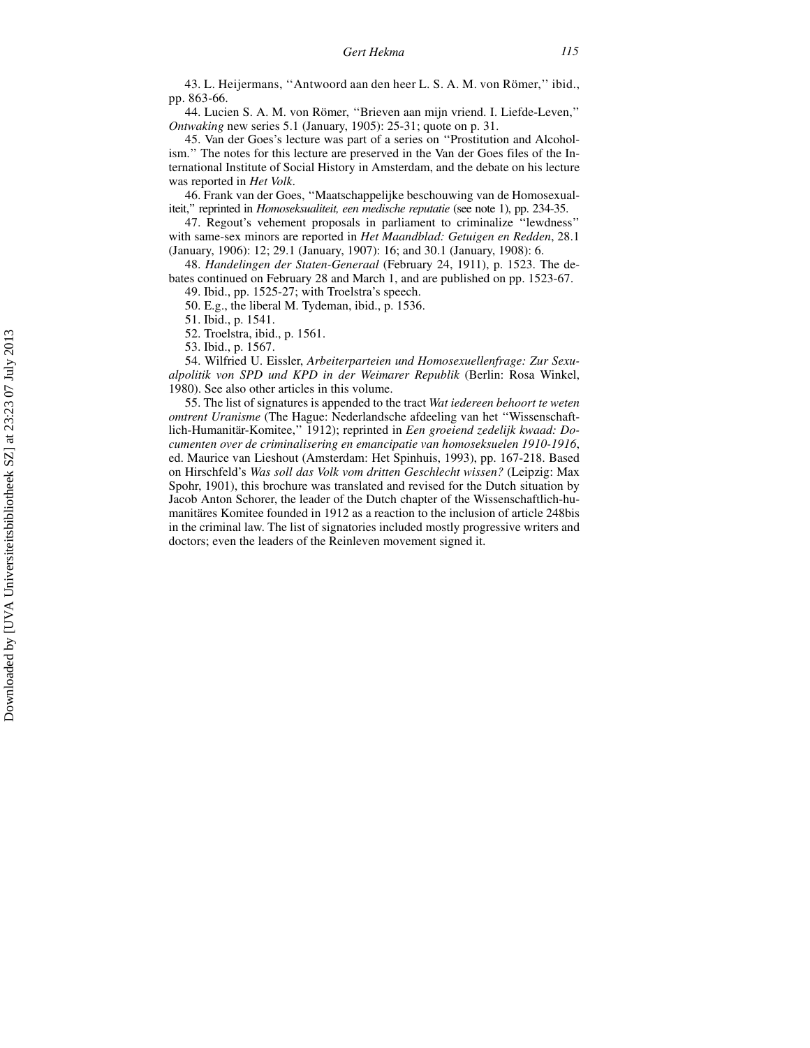43. L. Heijermans, ''Antwoord aan den heer L. S. A. M. von Römer,'' ibid., pp. 863-66.

44. Lucien S. A. M. von Römer, ''Brieven aan mijn vriend. I. Liefde-Leven,'' *Ontwaking* new series 5.1 (January, 1905): 25-31; quote on p. 31.

45. Van der Goes's lecture was part of a series on ''Prostitution and Alcoholism.'' The notes for this lecture are preserved in the Van der Goes files of the International Institute of Social History in Amsterdam, and the debate on his lecture was reported in *Het Volk*.

46. Frank van der Goes, ''Maatschappelijke beschouwing van de Homosexualiteit,'' reprinted in *Homoseksualiteit, een medische reputatie* (see note 1), pp. 234-35.

47. Regout's vehement proposals in parliament to criminalize ''lewdness'' with same-sex minors are reported in *Het Maandblad: Getuigen en Redden*, 28.1 (January, 1906): 12; 29.1 (January, 1907): 16; and 30.1 (January, 1908): 6.

48. *Handelingen der Staten-Generaal* (February 24, 1911), p. 1523. The debates continued on February 28 and March 1, and are published on pp. 1523-67.

49. Ibid., pp. 1525-27; with Troelstra's speech.

50. E.g., the liberal M. Tydeman, ibid., p. 1536.

51. Ibid., p. 1541.

52. Troelstra, ibid., p. 1561.

53. Ibid., p. 1567.

54. Wilfried U. Eissler, *Arbeiterparteien und Homosexuellenfrage: Zur Sexualpolitik von SPD und KPD in der Weimarer Republik* (Berlin: Rosa Winkel, 1980). See also other articles in this volume.

55. The list of signatures is appended to the tract *Wat iedereen behoort te weten omtrent Uranisme* (The Hague: Nederlandsche afdeeling van het ''Wissenschaftlich-Humanitär-Komitee,'' 1912); reprinted in *Een groeiend zedelijk kwaad: Documenten over de criminalisering en emancipatie van homoseksuelen 1910-1916*, ed. Maurice van Lieshout (Amsterdam: Het Spinhuis, 1993), pp. 167-218. Based on Hirschfeld's *Was soll das Volk vom dritten Geschlecht wissen?* (Leipzig: Max Spohr, 1901), this brochure was translated and revised for the Dutch situation by Jacob Anton Schorer, the leader of the Dutch chapter of the Wissenschaftlich-humanitäres Komitee founded in 1912 as a reaction to the inclusion of article 248bis in the criminal law. The list of signatories included mostly progressive writers and doctors; even the leaders of the Reinleven movement signed it.